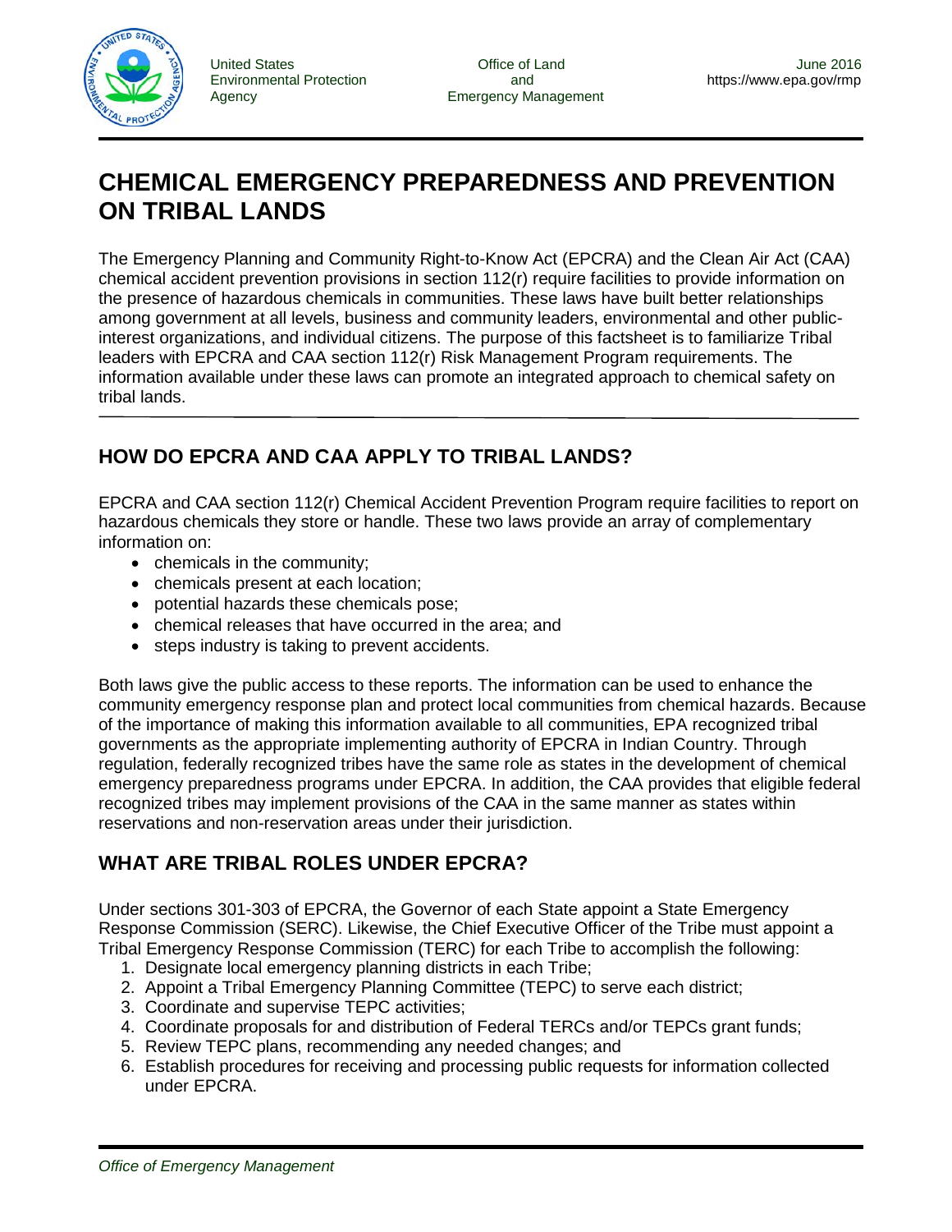United States Environmental Protection Agency

Office of Land and Emergency Management

June 2016
https://www.epa.gov/rmp

# CHEMICAL EMERGENCY PREPAREDNESS AND PREVENTION ON TRIBAL LANDS

The Emergency Planning and Community Right-to-Know Act (EPCRA) and the Clean Air Act (CAA) chemical accident prevention provisions in section 112(r) require facilities to provide information on the presence of hazardous chemicals in communities. These laws have built better relationships among government at all levels, business and community leaders, environmental and other public-interest organizations, and individual citizens. The purpose of this factsheet is to familiarize Tribal leaders with EPCRA and CAA section 112(r) Risk Management Program requirements. The information available under these laws can promote an integrated approach to chemical safety on tribal lands.

## HOW DO EPCRA AND CAA APPLY TO TRIBAL LANDS?

EPCRA and CAA section 112(r) Chemical Accident Prevention Program require facilities to report on hazardous chemicals they store or handle. These two laws provide an array of complementary information on:

- chemicals in the community;
- chemicals present at each location;
- potential hazards these chemicals pose;
- chemical releases that have occurred in the area; and
- steps industry is taking to prevent accidents.

Both laws give the public access to these reports. The information can be used to enhance the community emergency response plan and protect local communities from chemical hazards. Because of the importance of making this information available to all communities, EPA recognized tribal governments as the appropriate implementing authority of EPCRA in Indian Country. Through regulation, federally recognized tribes have the same role as states in the development of chemical emergency preparedness programs under EPCRA. In addition, the CAA provides that eligible federal recognized tribes may implement provisions of the CAA in the same manner as states within reservations and non-reservation areas under their jurisdiction.

## WHAT ARE TRIBAL ROLES UNDER EPCRA?

Under sections 301-303 of EPCRA, the Governor of each State appoint a State Emergency Response Commission (SERC). Likewise, the Chief Executive Officer of the Tribe must appoint a Tribal Emergency Response Commission (TERC) for each Tribe to accomplish the following:

1. Designate local emergency planning districts in each Tribe;
2. Appoint a Tribal Emergency Planning Committee (TEPC) to serve each district;
3. Coordinate and supervise TEPC activities;
4. Coordinate proposals for and distribution of Federal TERCs and/or TEPCs grant funds;
5. Review TEPC plans, recommending any needed changes; and
6. Establish procedures for receiving and processing public requests for information collected under EPCRA.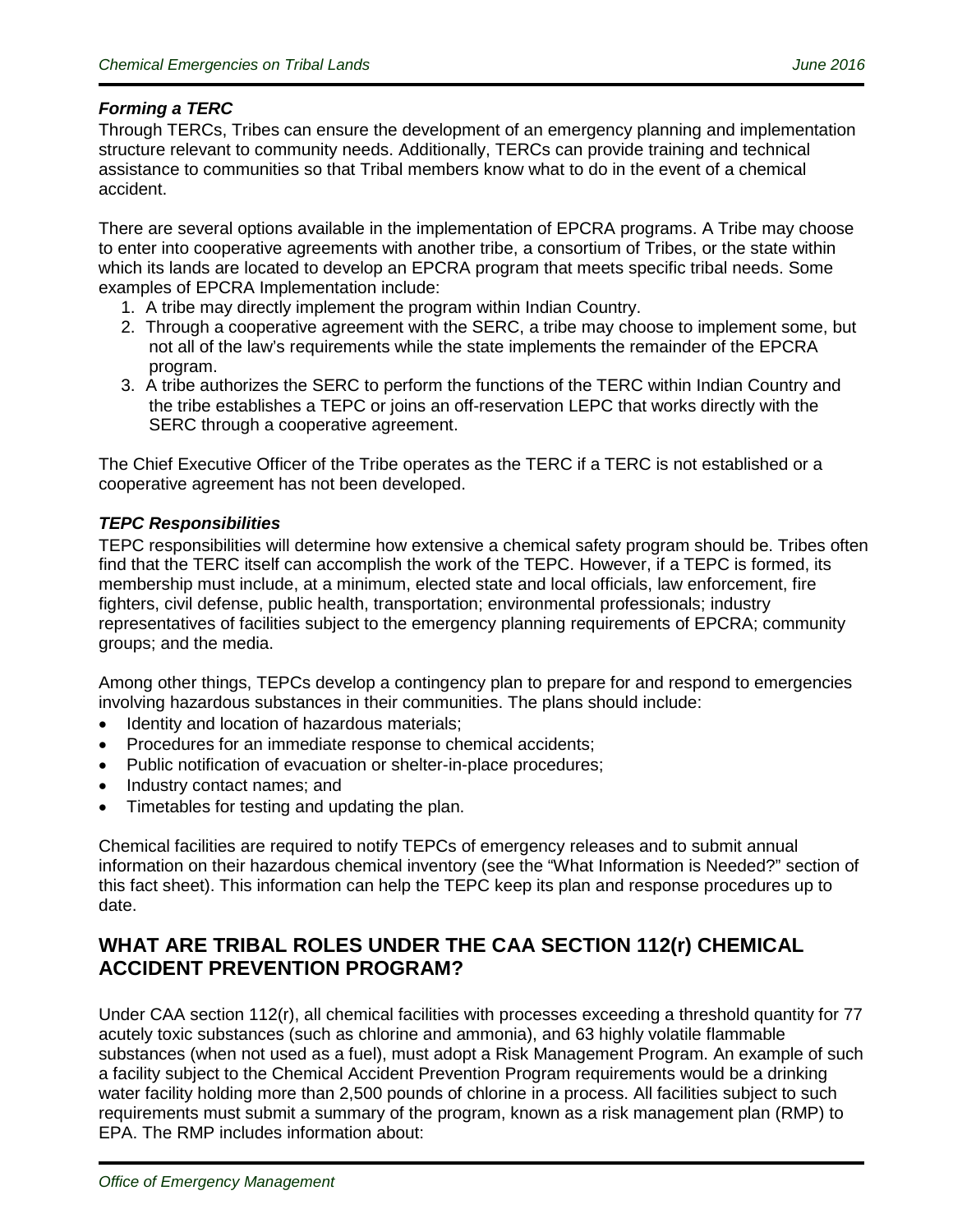### *Forming a TERC*

Through TERCs, Tribes can ensure the development of an emergency planning and implementation structure relevant to community needs. Additionally, TERCs can provide training and technical assistance to communities so that Tribal members know what to do in the event of a chemical accident.

There are several options available in the implementation of EPCRA programs. A Tribe may choose to enter into cooperative agreements with another tribe, a consortium of Tribes, or the state within which its lands are located to develop an EPCRA program that meets specific tribal needs. Some examples of EPCRA Implementation include:

1. A tribe may directly implement the program within Indian Country.
2. Through a cooperative agreement with the SERC, a tribe may choose to implement some, but not all of the law's requirements while the state implements the remainder of the EPCRA program.
3. A tribe authorizes the SERC to perform the functions of the TERC within Indian Country and the tribe establishes a TEPC or joins an off-reservation LEPC that works directly with the SERC through a cooperative agreement.

The Chief Executive Officer of the Tribe operates as the TERC if a TERC is not established or a cooperative agreement has not been developed.

### *TEPC Responsibilities*

TEPC responsibilities will determine how extensive a chemical safety program should be. Tribes often find that the TERC itself can accomplish the work of the TEPC. However, if a TEPC is formed, its membership must include, at a minimum, elected state and local officials, law enforcement, fire fighters, civil defense, public health, transportation; environmental professionals; industry representatives of facilities subject to the emergency planning requirements of EPCRA; community groups; and the media.

Among other things, TEPCs develop a contingency plan to prepare for and respond to emergencies involving hazardous substances in their communities. The plans should include:

- Identity and location of hazardous materials;
- Procedures for an immediate response to chemical accidents;
- Public notification of evacuation or shelter-in-place procedures;
- Industry contact names; and
- Timetables for testing and updating the plan.

Chemical facilities are required to notify TEPCs of emergency releases and to submit annual information on their hazardous chemical inventory (see the "What Information is Needed?" section of this fact sheet). This information can help the TEPC keep its plan and response procedures up to date.

## WHAT ARE TRIBAL ROLES UNDER THE CAA SECTION 112(r) CHEMICAL ACCIDENT PREVENTION PROGRAM?

Under CAA section 112(r), all chemical facilities with processes exceeding a threshold quantity for 77 acutely toxic substances (such as chlorine and ammonia), and 63 highly volatile flammable substances (when not used as a fuel), must adopt a Risk Management Program. An example of such a facility subject to the Chemical Accident Prevention Program requirements would be a drinking water facility holding more than 2,500 pounds of chlorine in a process. All facilities subject to such requirements must submit a summary of the program, known as a risk management plan (RMP) to EPA. The RMP includes information about: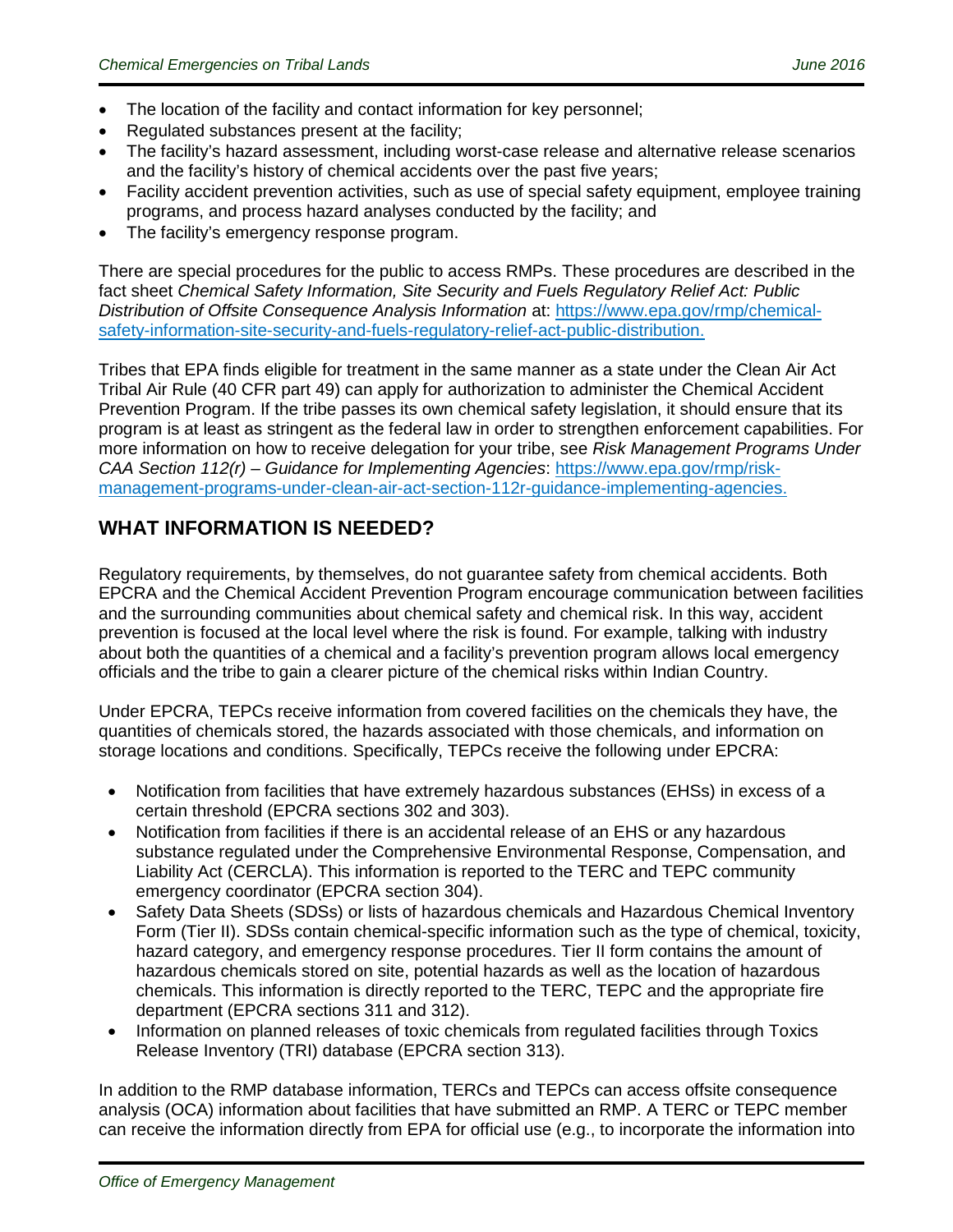- The location of the facility and contact information for key personnel;
- Regulated substances present at the facility;
- The facility's hazard assessment, including worst-case release and alternative release scenarios and the facility's history of chemical accidents over the past five years;
- Facility accident prevention activities, such as use of special safety equipment, employee training programs, and process hazard analyses conducted by the facility; and
- The facility's emergency response program.

There are special procedures for the public to access RMPs. These procedures are described in the fact sheet *Chemical Safety Information, Site Security and Fuels Regulatory Relief Act: Public Distribution of Offsite Consequence Analysis Information* at: [https://www.epa.gov/rmp/chemical-safety-information-site-security-and-fuels-regulatory-relief-act-public-distribution.](https://www.epa.gov/rmp/chemical-safety-information-site-security-and-fuels-regulatory-relief-act-public-distribution)

Tribes that EPA finds eligible for treatment in the same manner as a state under the Clean Air Act Tribal Air Rule (40 CFR part 49) can apply for authorization to administer the Chemical Accident Prevention Program. If the tribe passes its own chemical safety legislation, it should ensure that its program is at least as stringent as the federal law in order to strengthen enforcement capabilities. For more information on how to receive delegation for your tribe, see *Risk Management Programs Under CAA Section 112(r) – Guidance for Implementing Agencies*: [https://www.epa.gov/rmp/risk-management-programs-under-clean-air-act-section-112r-guidance-implementing-agencies.](https://www.epa.gov/rmp/risk-management-programs-under-clean-air-act-section-112r-guidance-implementing-agencies)

## WHAT INFORMATION IS NEEDED?

Regulatory requirements, by themselves, do not guarantee safety from chemical accidents. Both EPCRA and the Chemical Accident Prevention Program encourage communication between facilities and the surrounding communities about chemical safety and chemical risk. In this way, accident prevention is focused at the local level where the risk is found. For example, talking with industry about both the quantities of a chemical and a facility's prevention program allows local emergency officials and the tribe to gain a clearer picture of the chemical risks within Indian Country.

Under EPCRA, TEPCs receive information from covered facilities on the chemicals they have, the quantities of chemicals stored, the hazards associated with those chemicals, and information on storage locations and conditions. Specifically, TEPCs receive the following under EPCRA:

- Notification from facilities that have extremely hazardous substances (EHSs) in excess of a certain threshold (EPCRA sections 302 and 303).
- Notification from facilities if there is an accidental release of an EHS or any hazardous substance regulated under the Comprehensive Environmental Response, Compensation, and Liability Act (CERCLA). This information is reported to the TERC and TEPC community emergency coordinator (EPCRA section 304).
- Safety Data Sheets (SDSs) or lists of hazardous chemicals and Hazardous Chemical Inventory Form (Tier II). SDSs contain chemical-specific information such as the type of chemical, toxicity, hazard category, and emergency response procedures. Tier II form contains the amount of hazardous chemicals stored on site, potential hazards as well as the location of hazardous chemicals. This information is directly reported to the TERC, TEPC and the appropriate fire department (EPCRA sections 311 and 312).
- Information on planned releases of toxic chemicals from regulated facilities through Toxics Release Inventory (TRI) database (EPCRA section 313).

In addition to the RMP database information, TERCs and TEPCs can access offsite consequence analysis (OCA) information about facilities that have submitted an RMP. A TERC or TEPC member can receive the information directly from EPA for official use (e.g., to incorporate the information into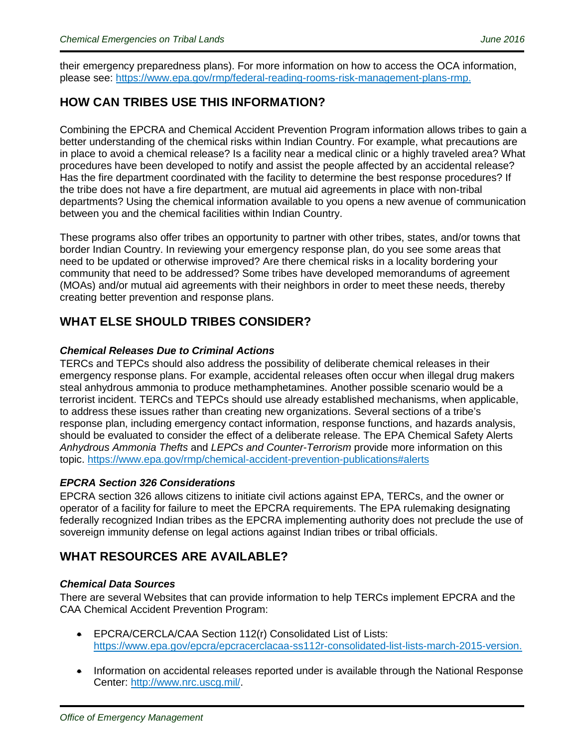their emergency preparedness plans). For more information on how to access the OCA information, please see: [https://www.epa.gov/rmp/federal-reading-rooms-risk-management-plans-rmp.](https://www.epa.gov/rmp/federal-reading-rooms-risk-management-plans-rmp)

## HOW CAN TRIBES USE THIS INFORMATION?

Combining the EPCRA and Chemical Accident Prevention Program information allows tribes to gain a better understanding of the chemical risks within Indian Country. For example, what precautions are in place to avoid a chemical release? Is a facility near a medical clinic or a highly traveled area? What procedures have been developed to notify and assist the people affected by an accidental release? Has the fire department coordinated with the facility to determine the best response procedures? If the tribe does not have a fire department, are mutual aid agreements in place with non-tribal departments? Using the chemical information available to you opens a new avenue of communication between you and the chemical facilities within Indian Country.

These programs also offer tribes an opportunity to partner with other tribes, states, and/or towns that border Indian Country. In reviewing your emergency response plan, do you see some areas that need to be updated or otherwise improved? Are there chemical risks in a locality bordering your community that need to be addressed? Some tribes have developed memorandums of agreement (MOAs) and/or mutual aid agreements with their neighbors in order to meet these needs, thereby creating better prevention and response plans.

## WHAT ELSE SHOULD TRIBES CONSIDER?

### *Chemical Releases Due to Criminal Actions*

TERCs and TEPCs should also address the possibility of deliberate chemical releases in their emergency response plans. For example, accidental releases often occur when illegal drug makers steal anhydrous ammonia to produce methamphetamines. Another possible scenario would be a terrorist incident. TERCs and TEPCs should use already established mechanisms, when applicable, to address these issues rather than creating new organizations. Several sections of a tribe's response plan, including emergency contact information, response functions, and hazards analysis, should be evaluated to consider the effect of a deliberate release. The EPA Chemical Safety Alerts *Anhydrous Ammonia Thefts* and *LEPCs and Counter-Terrorism* provide more information on this topic. [https://www.epa.gov/rmp/chemical-accident-prevention-publications#alerts](https://www.epa.gov/rmp/chemical-accident-prevention-publications#alerts)

### *EPCRA Section 326 Considerations*

EPCRA section 326 allows citizens to initiate civil actions against EPA, TERCs, and the owner or operator of a facility for failure to meet the EPCRA requirements. The EPA rulemaking designating federally recognized Indian tribes as the EPCRA implementing authority does not preclude the use of sovereign immunity defense on legal actions against Indian tribes or tribal officials.

## WHAT RESOURCES ARE AVAILABLE?

### *Chemical Data Sources*

There are several Websites that can provide information to help TERCs implement EPCRA and the CAA Chemical Accident Prevention Program:

- EPCRA/CERCLA/CAA Section 112(r) Consolidated List of Lists: [https://www.epa.gov/epcra/epcracerclacaa-ss112r-consolidated-list-lists-march-2015-version.](https://www.epa.gov/epcra/epcracerclacaa-ss112r-consolidated-list-lists-march-2015-version)
- Information on accidental releases reported under is available through the National Response Center: [http://www.nrc.uscg.mil/](http://www.nrc.uscg.mil/).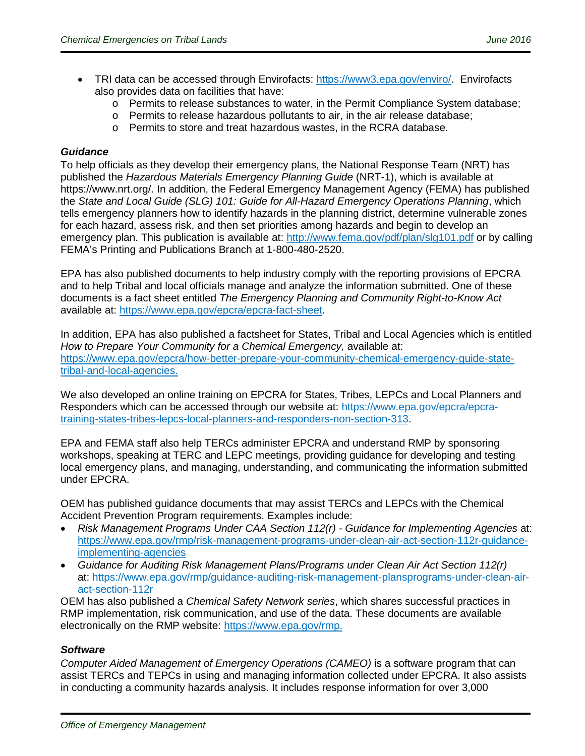- TRI data can be accessed through Envirofacts: https://www3.epa.gov/enviro/. Envirofacts also provides data on facilities that have:
  - Permits to release substances to water, in the Permit Compliance System database;
  - Permits to release hazardous pollutants to air, in the air release database;
  - Permits to store and treat hazardous wastes, in the RCRA database.

### *Guidance*

To help officials as they develop their emergency plans, the National Response Team (NRT) has published the *Hazardous Materials Emergency Planning Guide* (NRT-1), which is available at https://www.nrt.org/. In addition, the Federal Emergency Management Agency (FEMA) has published the *State and Local Guide (SLG) 101: Guide for All-Hazard Emergency Operations Planning*, which tells emergency planners how to identify hazards in the planning district, determine vulnerable zones for each hazard, assess risk, and then set priorities among hazards and begin to develop an emergency plan. This publication is available at: http://www.fema.gov/pdf/plan/slg101.pdf or by calling FEMA's Printing and Publications Branch at 1-800-480-2520.

EPA has also published documents to help industry comply with the reporting provisions of EPCRA and to help Tribal and local officials manage and analyze the information submitted. One of these documents is a fact sheet entitled *The Emergency Planning and Community Right-to-Know Act* available at: https://www.epa.gov/epcra/epcra-fact-sheet.

In addition, EPA has also published a factsheet for States, Tribal and Local Agencies which is entitled *How to Prepare Your Community for a Chemical Emergency,* available at: https://www.epa.gov/epcra/how-better-prepare-your-community-chemical-emergency-guide-state-tribal-and-local-agencies.

We also developed an online training on EPCRA for States, Tribes, LEPCs and Local Planners and Responders which can be accessed through our website at: https://www.epa.gov/epcra/epcra-training-states-tribes-lepcs-local-planners-and-responders-non-section-313.

EPA and FEMA staff also help TERCs administer EPCRA and understand RMP by sponsoring workshops, speaking at TERC and LEPC meetings, providing guidance for developing and testing local emergency plans, and managing, understanding, and communicating the information submitted under EPCRA.

OEM has published guidance documents that may assist TERCs and LEPCs with the Chemical Accident Prevention Program requirements. Examples include:

- *Risk Management Programs Under CAA Section 112(r) - Guidance for Implementing Agencies* at: https://www.epa.gov/rmp/risk-management-programs-under-clean-air-act-section-112r-guidance-implementing-agencies
- *Guidance for Auditing Risk Management Plans/Programs under Clean Air Act Section 112(r)* at: https://www.epa.gov/rmp/guidance-auditing-risk-management-plansprograms-under-clean-air-act-section-112r

OEM has also published a *Chemical Safety Network series*, which shares successful practices in RMP implementation, risk communication, and use of the data. These documents are available electronically on the RMP website: https://www.epa.gov/rmp.

### *Software*

*Computer Aided Management of Emergency Operations (CAMEO)* is a software program that can assist TERCs and TEPCs in using and managing information collected under EPCRA. It also assists in conducting a community hazards analysis. It includes response information for over 3,000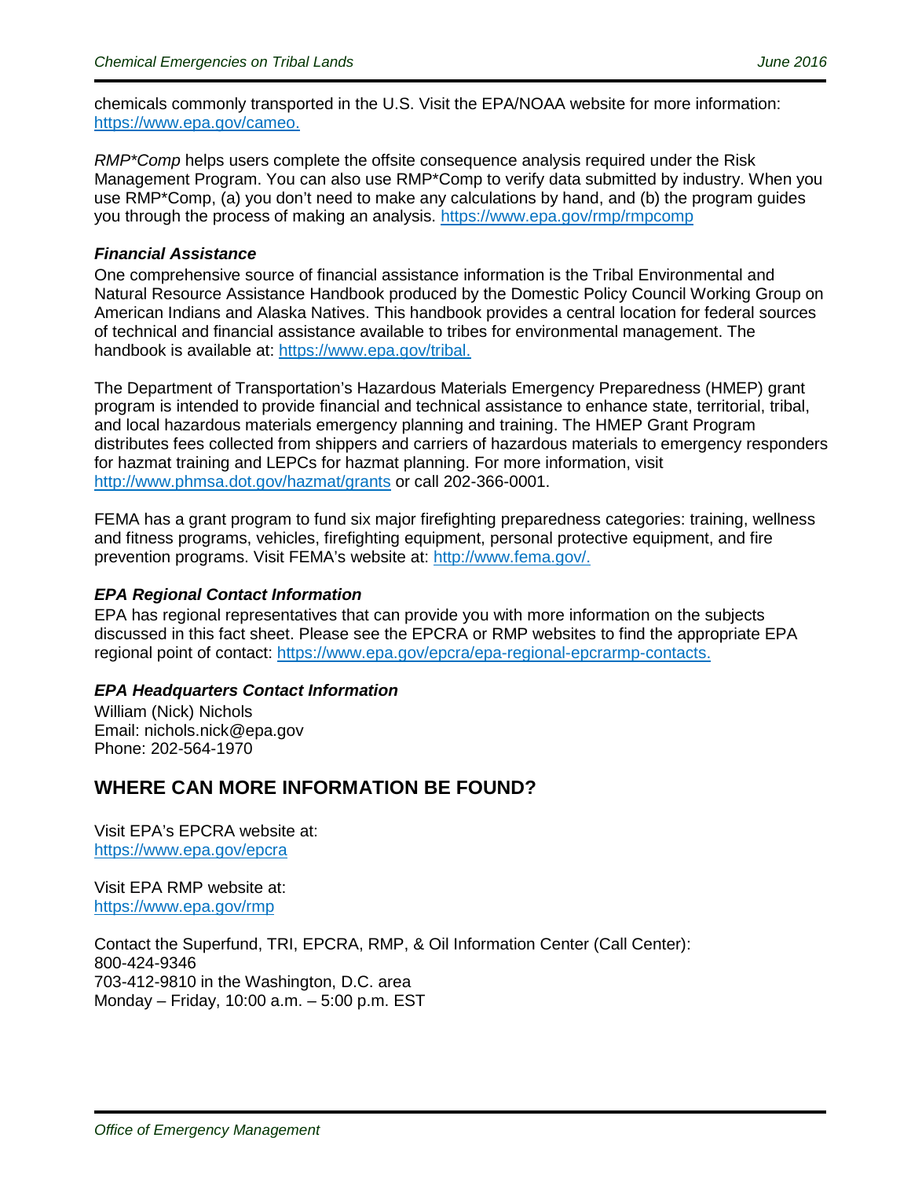chemicals commonly transported in the U.S. Visit the EPA/NOAA website for more information: https://www.epa.gov/cameo.

*RMP*Comp* helps users complete the offsite consequence analysis required under the Risk Management Program. You can also use RMP*Comp to verify data submitted by industry. When you use RMP*Comp, (a) you don't need to make any calculations by hand, and (b) the program guides you through the process of making an analysis. https://www.epa.gov/rmp/rmpcomp

### *Financial Assistance*

One comprehensive source of financial assistance information is the Tribal Environmental and Natural Resource Assistance Handbook produced by the Domestic Policy Council Working Group on American Indians and Alaska Natives. This handbook provides a central location for federal sources of technical and financial assistance available to tribes for environmental management. The handbook is available at: https://www.epa.gov/tribal.

The Department of Transportation's Hazardous Materials Emergency Preparedness (HMEP) grant program is intended to provide financial and technical assistance to enhance state, territorial, tribal, and local hazardous materials emergency planning and training. The HMEP Grant Program distributes fees collected from shippers and carriers of hazardous materials to emergency responders for hazmat training and LEPCs for hazmat planning. For more information, visit http://www.phmsa.dot.gov/hazmat/grants or call 202-366-0001.

FEMA has a grant program to fund six major firefighting preparedness categories: training, wellness and fitness programs, vehicles, firefighting equipment, personal protective equipment, and fire prevention programs. Visit FEMA's website at: http://www.fema.gov/.

### *EPA Regional Contact Information*

EPA has regional representatives that can provide you with more information on the subjects discussed in this fact sheet. Please see the EPCRA or RMP websites to find the appropriate EPA regional point of contact: https://www.epa.gov/epcra/epa-regional-epcrarmp-contacts.

### *EPA Headquarters Contact Information*

William (Nick) Nichols  
Email: nichols.nick@epa.gov  
Phone: 202-564-1970

## WHERE CAN MORE INFORMATION BE FOUND?

Visit EPA's EPCRA website at:  
https://www.epa.gov/epcra

Visit EPA RMP website at:  
https://www.epa.gov/rmp

Contact the Superfund, TRI, EPCRA, RMP, & Oil Information Center (Call Center):  
800-424-9346  
703-412-9810 in the Washington, D.C. area  
Monday – Friday, 10:00 a.m. – 5:00 p.m. EST